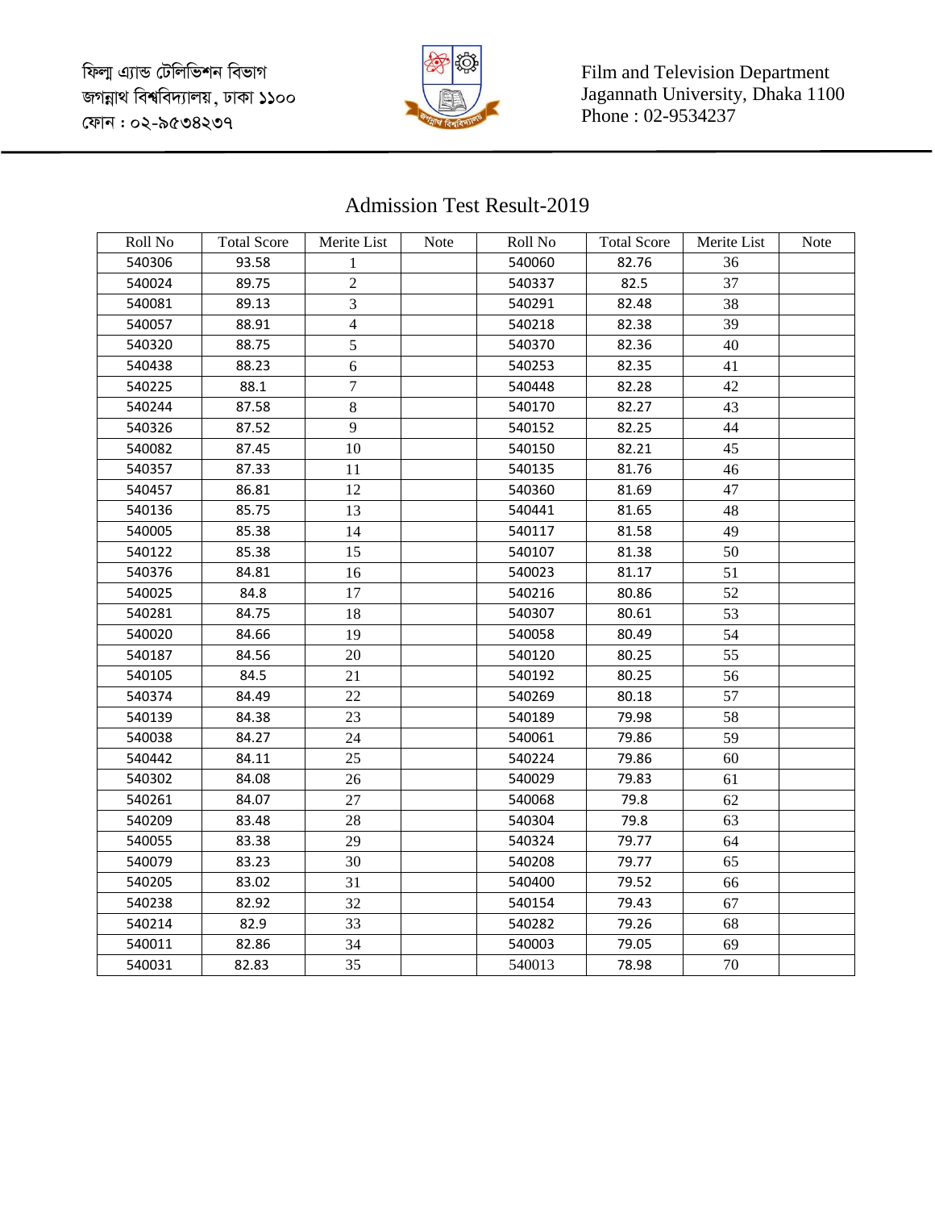ফিল্ম এ্যান্ড টেলিভিশন বিভাগ
জগন্নাথ বিশ্ববিদ্যালয়, ঢাকা ১১০০
ফোন : ০২-৯৫৩৪২৩৭

Film and Television Department
Jagannath University, Dhaka 1100
Phone : 02-9534237

# Admission Test Result-2019

| Roll No | Total Score | Merite List | Note | Roll No | Total Score | Merite List | Note |
|---|---|---|---|---|---|---|---|
| 540306 | 93.58 | 1 | | 540060 | 82.76 | 36 | |
| 540024 | 89.75 | 2 | | 540337 | 82.5 | 37 | |
| 540081 | 89.13 | 3 | | 540291 | 82.48 | 38 | |
| 540057 | 88.91 | 4 | | 540218 | 82.38 | 39 | |
| 540320 | 88.75 | 5 | | 540370 | 82.36 | 40 | |
| 540438 | 88.23 | 6 | | 540253 | 82.35 | 41 | |
| 540225 | 88.1 | 7 | | 540448 | 82.28 | 42 | |
| 540244 | 87.58 | 8 | | 540170 | 82.27 | 43 | |
| 540326 | 87.52 | 9 | | 540152 | 82.25 | 44 | |
| 540082 | 87.45 | 10 | | 540150 | 82.21 | 45 | |
| 540357 | 87.33 | 11 | | 540135 | 81.76 | 46 | |
| 540457 | 86.81 | 12 | | 540360 | 81.69 | 47 | |
| 540136 | 85.75 | 13 | | 540441 | 81.65 | 48 | |
| 540005 | 85.38 | 14 | | 540117 | 81.58 | 49 | |
| 540122 | 85.38 | 15 | | 540107 | 81.38 | 50 | |
| 540376 | 84.81 | 16 | | 540023 | 81.17 | 51 | |
| 540025 | 84.8 | 17 | | 540216 | 80.86 | 52 | |
| 540281 | 84.75 | 18 | | 540307 | 80.61 | 53 | |
| 540020 | 84.66 | 19 | | 540058 | 80.49 | 54 | |
| 540187 | 84.56 | 20 | | 540120 | 80.25 | 55 | |
| 540105 | 84.5 | 21 | | 540192 | 80.25 | 56 | |
| 540374 | 84.49 | 22 | | 540269 | 80.18 | 57 | |
| 540139 | 84.38 | 23 | | 540189 | 79.98 | 58 | |
| 540038 | 84.27 | 24 | | 540061 | 79.86 | 59 | |
| 540442 | 84.11 | 25 | | 540224 | 79.86 | 60 | |
| 540302 | 84.08 | 26 | | 540029 | 79.83 | 61 | |
| 540261 | 84.07 | 27 | | 540068 | 79.8 | 62 | |
| 540209 | 83.48 | 28 | | 540304 | 79.8 | 63 | |
| 540055 | 83.38 | 29 | | 540324 | 79.77 | 64 | |
| 540079 | 83.23 | 30 | | 540208 | 79.77 | 65 | |
| 540205 | 83.02 | 31 | | 540400 | 79.52 | 66 | |
| 540238 | 82.92 | 32 | | 540154 | 79.43 | 67 | |
| 540214 | 82.9 | 33 | | 540282 | 79.26 | 68 | |
| 540011 | 82.86 | 34 | | 540003 | 79.05 | 69 | |
| 540031 | 82.83 | 35 | | 540013 | 78.98 | 70 | |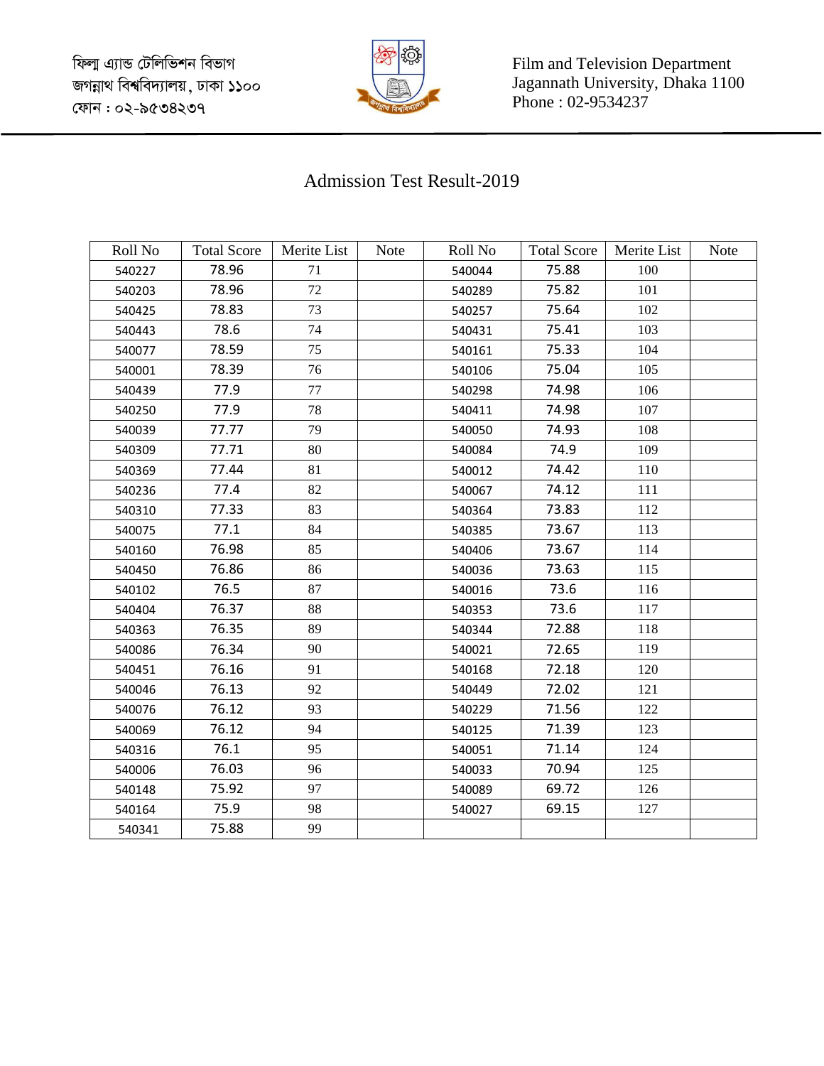ফিল্ম এ্যান্ড টেলিভিশন বিভাগ
জগন্নাথ বিশ্ববিদ্যালয়, ঢাকা ১১০০
ফোন : ০২-৯৫৩৪২৩৭

Film and Television Department
Jagannath University, Dhaka 1100
Phone : 02-9534237

## Admission Test Result-2019

| Roll No | Total Score | Merite List | Note | Roll No | Total Score | Merite List | Note |
|---|---|---|---|---|---|---|---|
| 540227 | 78.96 | 71 | | 540044 | 75.88 | 100 | |
| 540203 | 78.96 | 72 | | 540289 | 75.82 | 101 | |
| 540425 | 78.83 | 73 | | 540257 | 75.64 | 102 | |
| 540443 | 78.6 | 74 | | 540431 | 75.41 | 103 | |
| 540077 | 78.59 | 75 | | 540161 | 75.33 | 104 | |
| 540001 | 78.39 | 76 | | 540106 | 75.04 | 105 | |
| 540439 | 77.9 | 77 | | 540298 | 74.98 | 106 | |
| 540250 | 77.9 | 78 | | 540411 | 74.98 | 107 | |
| 540039 | 77.77 | 79 | | 540050 | 74.93 | 108 | |
| 540309 | 77.71 | 80 | | 540084 | 74.9 | 109 | |
| 540369 | 77.44 | 81 | | 540012 | 74.42 | 110 | |
| 540236 | 77.4 | 82 | | 540067 | 74.12 | 111 | |
| 540310 | 77.33 | 83 | | 540364 | 73.83 | 112 | |
| 540075 | 77.1 | 84 | | 540385 | 73.67 | 113 | |
| 540160 | 76.98 | 85 | | 540406 | 73.67 | 114 | |
| 540450 | 76.86 | 86 | | 540036 | 73.63 | 115 | |
| 540102 | 76.5 | 87 | | 540016 | 73.6 | 116 | |
| 540404 | 76.37 | 88 | | 540353 | 73.6 | 117 | |
| 540363 | 76.35 | 89 | | 540344 | 72.88 | 118 | |
| 540086 | 76.34 | 90 | | 540021 | 72.65 | 119 | |
| 540451 | 76.16 | 91 | | 540168 | 72.18 | 120 | |
| 540046 | 76.13 | 92 | | 540449 | 72.02 | 121 | |
| 540076 | 76.12 | 93 | | 540229 | 71.56 | 122 | |
| 540069 | 76.12 | 94 | | 540125 | 71.39 | 123 | |
| 540316 | 76.1 | 95 | | 540051 | 71.14 | 124 | |
| 540006 | 76.03 | 96 | | 540033 | 70.94 | 125 | |
| 540148 | 75.92 | 97 | | 540089 | 69.72 | 126 | |
| 540164 | 75.9 | 98 | | 540027 | 69.15 | 127 | |
| 540341 | 75.88 | 99 | | | | | |